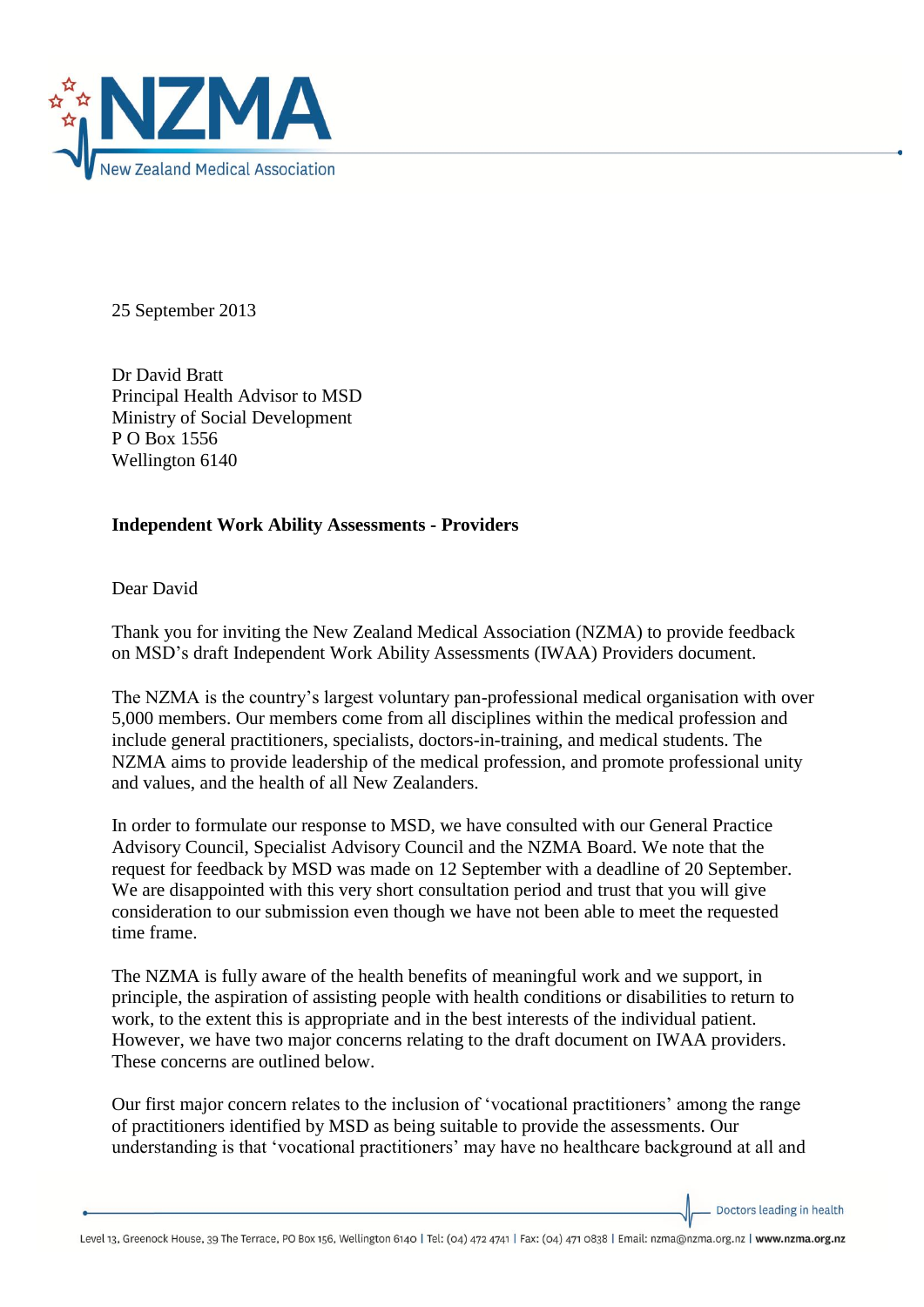25 September 2013

Dr David Bratt
Principal Health Advisor to MSD
Ministry of Social Development
P O Box 1556
Wellington 6140

**Independent Work Ability Assessments - Providers**

Dear David

Thank you for inviting the New Zealand Medical Association (NZMA) to provide feedback on MSD's draft Independent Work Ability Assessments (IWAA) Providers document.

The NZMA is the country's largest voluntary pan-professional medical organisation with over 5,000 members. Our members come from all disciplines within the medical profession and include general practitioners, specialists, doctors-in-training, and medical students. The NZMA aims to provide leadership of the medical profession, and promote professional unity and values, and the health of all New Zealanders.

In order to formulate our response to MSD, we have consulted with our General Practice Advisory Council, Specialist Advisory Council and the NZMA Board. We note that the request for feedback by MSD was made on 12 September with a deadline of 20 September. We are disappointed with this very short consultation period and trust that you will give consideration to our submission even though we have not been able to meet the requested time frame.

The NZMA is fully aware of the health benefits of meaningful work and we support, in principle, the aspiration of assisting people with health conditions or disabilities to return to work, to the extent this is appropriate and in the best interests of the individual patient. However, we have two major concerns relating to the draft document on IWAA providers. These concerns are outlined below.

Our first major concern relates to the inclusion of 'vocational practitioners' among the range of practitioners identified by MSD as being suitable to provide the assessments. Our understanding is that 'vocational practitioners' may have no healthcare background at all and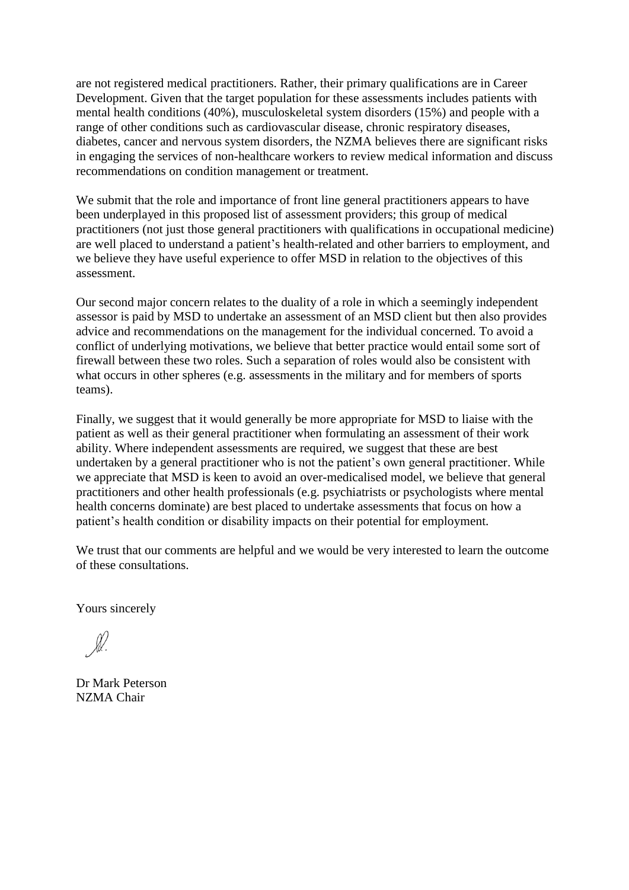are not registered medical practitioners. Rather, their primary qualifications are in Career Development. Given that the target population for these assessments includes patients with mental health conditions (40%), musculoskeletal system disorders (15%) and people with a range of other conditions such as cardiovascular disease, chronic respiratory diseases, diabetes, cancer and nervous system disorders, the NZMA believes there are significant risks in engaging the services of non-healthcare workers to review medical information and discuss recommendations on condition management or treatment.

We submit that the role and importance of front line general practitioners appears to have been underplayed in this proposed list of assessment providers; this group of medical practitioners (not just those general practitioners with qualifications in occupational medicine) are well placed to understand a patient's health-related and other barriers to employment, and we believe they have useful experience to offer MSD in relation to the objectives of this assessment.

Our second major concern relates to the duality of a role in which a seemingly independent assessor is paid by MSD to undertake an assessment of an MSD client but then also provides advice and recommendations on the management for the individual concerned. To avoid a conflict of underlying motivations, we believe that better practice would entail some sort of firewall between these two roles. Such a separation of roles would also be consistent with what occurs in other spheres (e.g. assessments in the military and for members of sports teams).

Finally, we suggest that it would generally be more appropriate for MSD to liaise with the patient as well as their general practitioner when formulating an assessment of their work ability. Where independent assessments are required, we suggest that these are best undertaken by a general practitioner who is not the patient's own general practitioner. While we appreciate that MSD is keen to avoid an over-medicalised model, we believe that general practitioners and other health professionals (e.g. psychiatrists or psychologists where mental health concerns dominate) are best placed to undertake assessments that focus on how a patient's health condition or disability impacts on their potential for employment.

We trust that our comments are helpful and we would be very interested to learn the outcome of these consultations.

Yours sincerely

Dr Mark Peterson
NZMA Chair